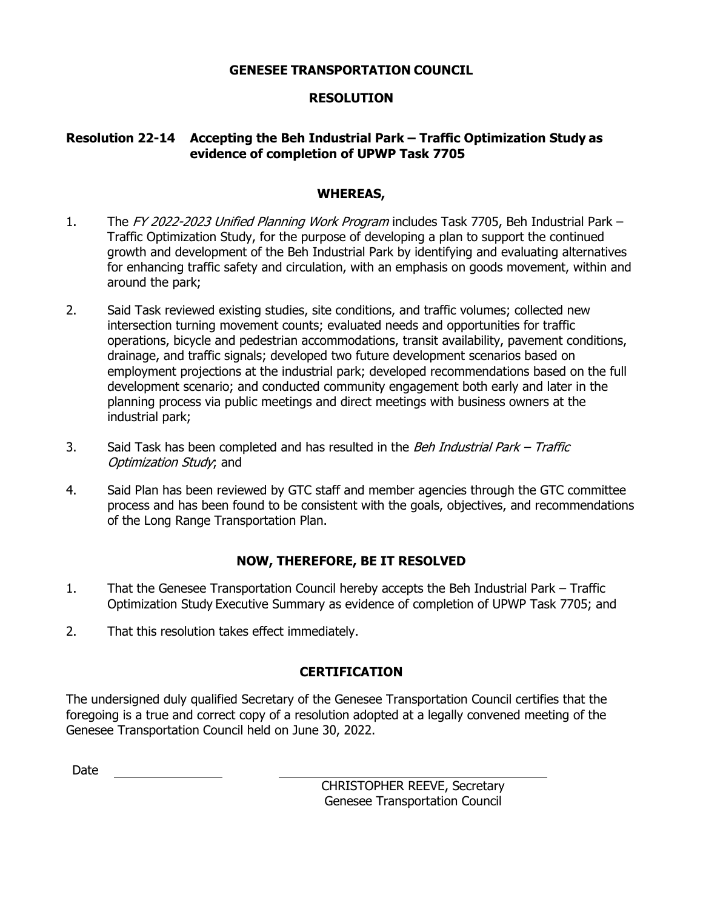# GENESEE TRANSPORTATION COUNCIL

## RESOLUTION

**Resolution 22-14 Accepting the Beh Industrial Park – Traffic Optimization Study as evidence of completion of UPWP Task 7705**

### WHEREAS,

1. The *FY 2022-2023 Unified Planning Work Program* includes Task 7705, Beh Industrial Park – Traffic Optimization Study, for the purpose of developing a plan to support the continued growth and development of the Beh Industrial Park by identifying and evaluating alternatives for enhancing traffic safety and circulation, with an emphasis on goods movement, within and around the park;

2. Said Task reviewed existing studies, site conditions, and traffic volumes; collected new intersection turning movement counts; evaluated needs and opportunities for traffic operations, bicycle and pedestrian accommodations, transit availability, pavement conditions, drainage, and traffic signals; developed two future development scenarios based on employment projections at the industrial park; developed recommendations based on the full development scenario; and conducted community engagement both early and later in the planning process via public meetings and direct meetings with business owners at the industrial park;

3. Said Task has been completed and has resulted in the *Beh Industrial Park – Traffic Optimization Study*; and

4. Said Plan has been reviewed by GTC staff and member agencies through the GTC committee process and has been found to be consistent with the goals, objectives, and recommendations of the Long Range Transportation Plan.

### NOW, THEREFORE, BE IT RESOLVED

1. That the Genesee Transportation Council hereby accepts the Beh Industrial Park – Traffic Optimization Study Executive Summary as evidence of completion of UPWP Task 7705; and

2. That this resolution takes effect immediately.

### CERTIFICATION

The undersigned duly qualified Secretary of the Genesee Transportation Council certifies that the foregoing is a true and correct copy of a resolution adopted at a legally convened meeting of the Genesee Transportation Council held on June 30, 2022.

Date ______________

______________________________
CHRISTOPHER REEVE, Secretary
Genesee Transportation Council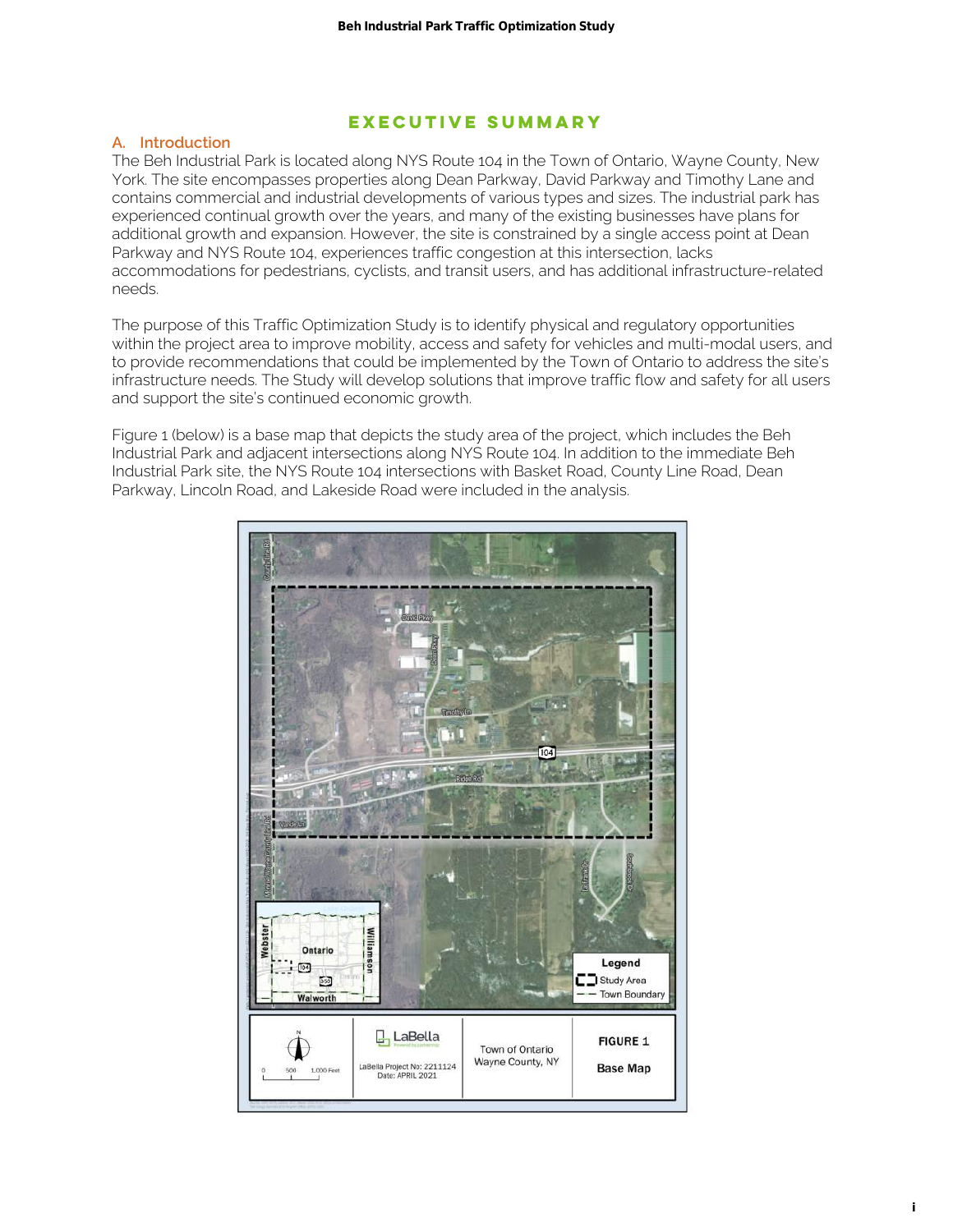# EXECUTIVE SUMMARY

## A. Introduction

The Beh Industrial Park is located along NYS Route 104 in the Town of Ontario, Wayne County, New York. The site encompasses properties along Dean Parkway, David Parkway and Timothy Lane and contains commercial and industrial developments of various types and sizes. The industrial park has experienced continual growth over the years, and many of the existing businesses have plans for additional growth and expansion. However, the site is constrained by a single access point at Dean Parkway and NYS Route 104, experiences traffic congestion at this intersection, lacks accommodations for pedestrians, cyclists, and transit users, and has additional infrastructure-related needs.

The purpose of this Traffic Optimization Study is to identify physical and regulatory opportunities within the project area to improve mobility, access and safety for vehicles and multi-modal users, and to provide recommendations that could be implemented by the Town of Ontario to address the site's infrastructure needs. The Study will develop solutions that improve traffic flow and safety for all users and support the site's continued economic growth.

Figure 1 (below) is a base map that depicts the study area of the project, which includes the Beh Industrial Park and adjacent intersections along NYS Route 104. In addition to the immediate Beh Industrial Park site, the NYS Route 104 intersections with Basket Road, County Line Road, Dean Parkway, Lincoln Road, and Lakeside Road were included in the analysis.

FIGURE 1 Base Map — LaBella Project No: 2211124, Date: APRIL 2021 — Town of Ontario, Wayne County, NY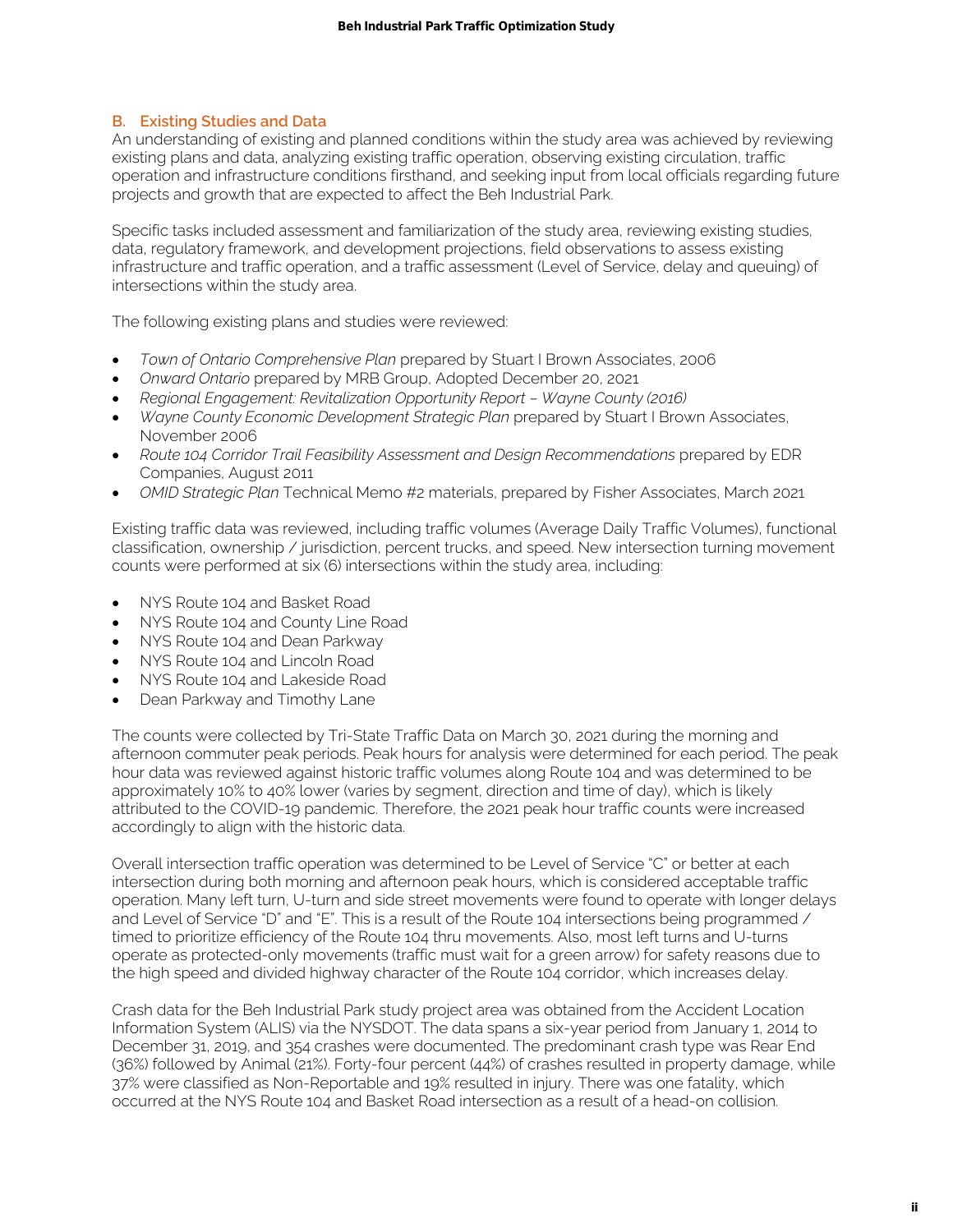## B. Existing Studies and Data

An understanding of existing and planned conditions within the study area was achieved by reviewing existing plans and data, analyzing existing traffic operation, observing existing circulation, traffic operation and infrastructure conditions firsthand, and seeking input from local officials regarding future projects and growth that are expected to affect the Beh Industrial Park.

Specific tasks included assessment and familiarization of the study area, reviewing existing studies, data, regulatory framework, and development projections, field observations to assess existing infrastructure and traffic operation, and a traffic assessment (Level of Service, delay and queuing) of intersections within the study area.

The following existing plans and studies were reviewed:

- *Town of Ontario Comprehensive Plan* prepared by Stuart I Brown Associates, 2006
- *Onward Ontario* prepared by MRB Group, Adopted December 20, 2021
- *Regional Engagement: Revitalization Opportunity Report – Wayne County (2016)*
- *Wayne County Economic Development Strategic Plan* prepared by Stuart I Brown Associates, November 2006
- *Route 104 Corridor Trail Feasibility Assessment and Design Recommendations* prepared by EDR Companies, August 2011
- *OMID Strategic Plan* Technical Memo #2 materials, prepared by Fisher Associates, March 2021

Existing traffic data was reviewed, including traffic volumes (Average Daily Traffic Volumes), functional classification, ownership / jurisdiction, percent trucks, and speed. New intersection turning movement counts were performed at six (6) intersections within the study area, including:

- NYS Route 104 and Basket Road
- NYS Route 104 and County Line Road
- NYS Route 104 and Dean Parkway
- NYS Route 104 and Lincoln Road
- NYS Route 104 and Lakeside Road
- Dean Parkway and Timothy Lane

The counts were collected by Tri-State Traffic Data on March 30, 2021 during the morning and afternoon commuter peak periods. Peak hours for analysis were determined for each period. The peak hour data was reviewed against historic traffic volumes along Route 104 and was determined to be approximately 10% to 40% lower (varies by segment, direction and time of day), which is likely attributed to the COVID-19 pandemic. Therefore, the 2021 peak hour traffic counts were increased accordingly to align with the historic data.

Overall intersection traffic operation was determined to be Level of Service "C" or better at each intersection during both morning and afternoon peak hours, which is considered acceptable traffic operation. Many left turn, U-turn and side street movements were found to operate with longer delays and Level of Service "D" and "E". This is a result of the Route 104 intersections being programmed / timed to prioritize efficiency of the Route 104 thru movements. Also, most left turns and U-turns operate as protected-only movements (traffic must wait for a green arrow) for safety reasons due to the high speed and divided highway character of the Route 104 corridor, which increases delay.

Crash data for the Beh Industrial Park study project area was obtained from the Accident Location Information System (ALIS) via the NYSDOT. The data spans a six-year period from January 1, 2014 to December 31, 2019, and 354 crashes were documented. The predominant crash type was Rear End (36%) followed by Animal (21%). Forty-four percent (44%) of crashes resulted in property damage, while 37% were classified as Non-Reportable and 19% resulted in injury. There was one fatality, which occurred at the NYS Route 104 and Basket Road intersection as a result of a head-on collision.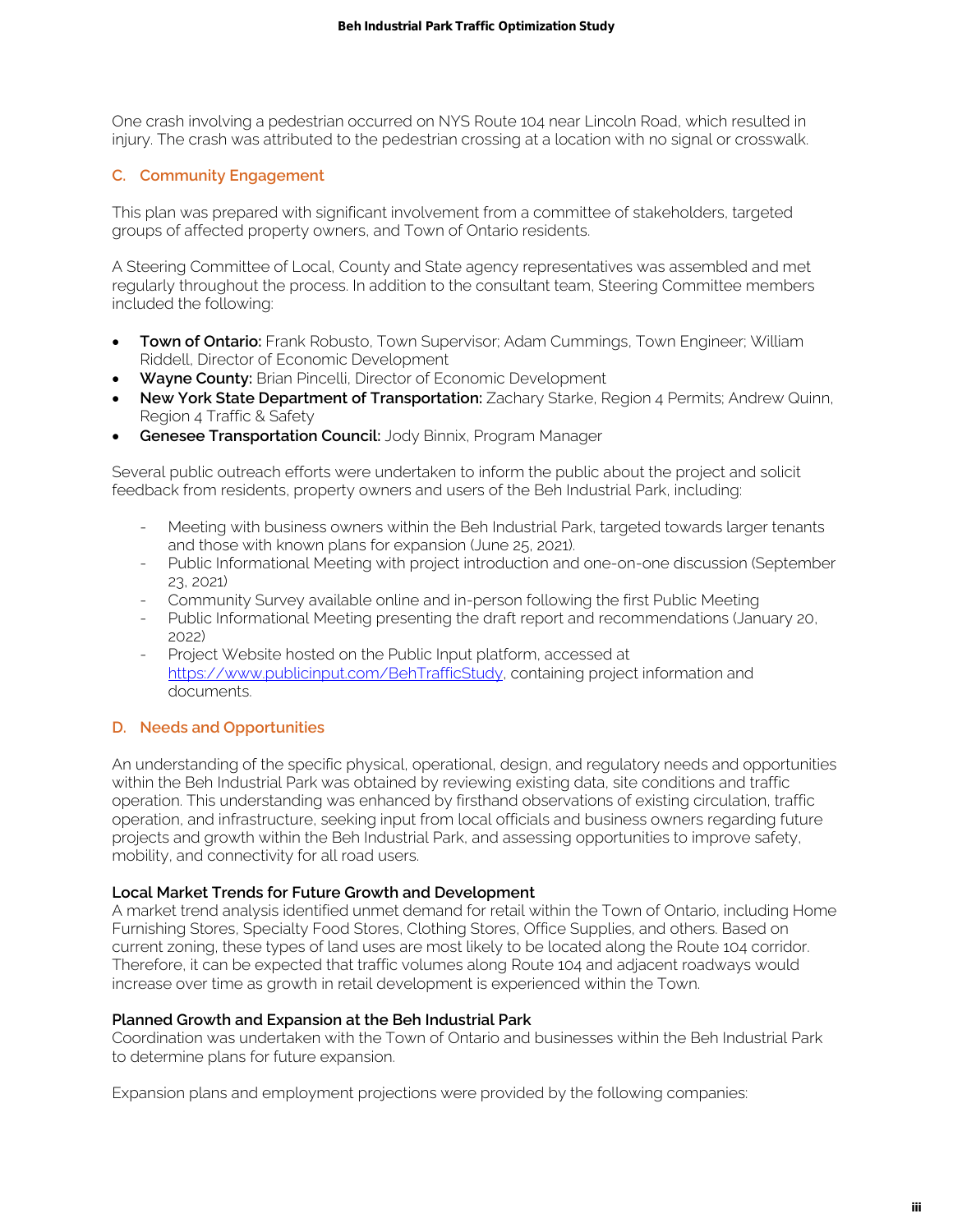One crash involving a pedestrian occurred on NYS Route 104 near Lincoln Road, which resulted in injury. The crash was attributed to the pedestrian crossing at a location with no signal or crosswalk.

## C. Community Engagement

This plan was prepared with significant involvement from a committee of stakeholders, targeted groups of affected property owners, and Town of Ontario residents.

A Steering Committee of Local, County and State agency representatives was assembled and met regularly throughout the process. In addition to the consultant team, Steering Committee members included the following:

- **Town of Ontario:** Frank Robusto, Town Supervisor; Adam Cummings, Town Engineer; William Riddell, Director of Economic Development
- **Wayne County:** Brian Pincelli, Director of Economic Development
- **New York State Department of Transportation:** Zachary Starke, Region 4 Permits; Andrew Quinn, Region 4 Traffic & Safety
- **Genesee Transportation Council:** Jody Binnix, Program Manager

Several public outreach efforts were undertaken to inform the public about the project and solicit feedback from residents, property owners and users of the Beh Industrial Park, including:

- Meeting with business owners within the Beh Industrial Park, targeted towards larger tenants and those with known plans for expansion (June 25, 2021).
- Public Informational Meeting with project introduction and one-on-one discussion (September 23, 2021)
- Community Survey available online and in-person following the first Public Meeting
- Public Informational Meeting presenting the draft report and recommendations (January 20, 2022)
- Project Website hosted on the Public Input platform, accessed at https://www.publicinput.com/BehTrafficStudy, containing project information and documents.

## D. Needs and Opportunities

An understanding of the specific physical, operational, design, and regulatory needs and opportunities within the Beh Industrial Park was obtained by reviewing existing data, site conditions and traffic operation. This understanding was enhanced by firsthand observations of existing circulation, traffic operation, and infrastructure, seeking input from local officials and business owners regarding future projects and growth within the Beh Industrial Park, and assessing opportunities to improve safety, mobility, and connectivity for all road users.

### Local Market Trends for Future Growth and Development

A market trend analysis identified unmet demand for retail within the Town of Ontario, including Home Furnishing Stores, Specialty Food Stores, Clothing Stores, Office Supplies, and others. Based on current zoning, these types of land uses are most likely to be located along the Route 104 corridor. Therefore, it can be expected that traffic volumes along Route 104 and adjacent roadways would increase over time as growth in retail development is experienced within the Town.

### Planned Growth and Expansion at the Beh Industrial Park

Coordination was undertaken with the Town of Ontario and businesses within the Beh Industrial Park to determine plans for future expansion.

Expansion plans and employment projections were provided by the following companies: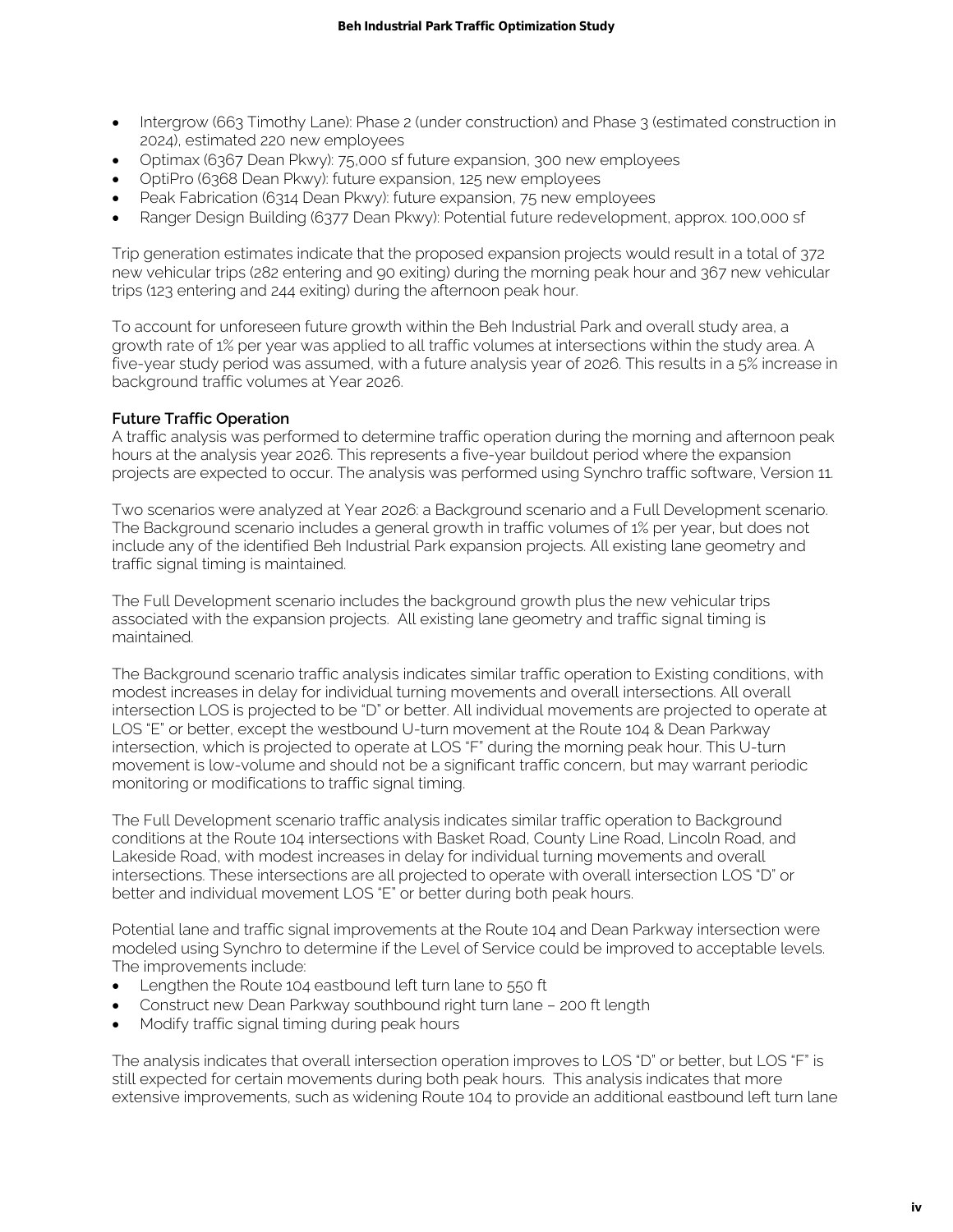- Intergrow (663 Timothy Lane): Phase 2 (under construction) and Phase 3 (estimated construction in 2024), estimated 220 new employees
- Optimax (6367 Dean Pkwy): 75,000 sf future expansion, 300 new employees
- OptiPro (6368 Dean Pkwy): future expansion, 125 new employees
- Peak Fabrication (6314 Dean Pkwy): future expansion, 75 new employees
- Ranger Design Building (6377 Dean Pkwy): Potential future redevelopment, approx. 100,000 sf

Trip generation estimates indicate that the proposed expansion projects would result in a total of 372 new vehicular trips (282 entering and 90 exiting) during the morning peak hour and 367 new vehicular trips (123 entering and 244 exiting) during the afternoon peak hour.

To account for unforeseen future growth within the Beh Industrial Park and overall study area, a growth rate of 1% per year was applied to all traffic volumes at intersections within the study area. A five-year study period was assumed, with a future analysis year of 2026. This results in a 5% increase in background traffic volumes at Year 2026.

**Future Traffic Operation**

A traffic analysis was performed to determine traffic operation during the morning and afternoon peak hours at the analysis year 2026. This represents a five-year buildout period where the expansion projects are expected to occur. The analysis was performed using Synchro traffic software, Version 11.

Two scenarios were analyzed at Year 2026: a Background scenario and a Full Development scenario. The Background scenario includes a general growth in traffic volumes of 1% per year, but does not include any of the identified Beh Industrial Park expansion projects. All existing lane geometry and traffic signal timing is maintained.

The Full Development scenario includes the background growth plus the new vehicular trips associated with the expansion projects. All existing lane geometry and traffic signal timing is maintained.

The Background scenario traffic analysis indicates similar traffic operation to Existing conditions, with modest increases in delay for individual turning movements and overall intersections. All overall intersection LOS is projected to be "D" or better. All individual movements are projected to operate at LOS "E" or better, except the westbound U-turn movement at the Route 104 & Dean Parkway intersection, which is projected to operate at LOS "F" during the morning peak hour. This U-turn movement is low-volume and should not be a significant traffic concern, but may warrant periodic monitoring or modifications to traffic signal timing.

The Full Development scenario traffic analysis indicates similar traffic operation to Background conditions at the Route 104 intersections with Basket Road, County Line Road, Lincoln Road, and Lakeside Road, with modest increases in delay for individual turning movements and overall intersections. These intersections are all projected to operate with overall intersection LOS "D" or better and individual movement LOS "E" or better during both peak hours.

Potential lane and traffic signal improvements at the Route 104 and Dean Parkway intersection were modeled using Synchro to determine if the Level of Service could be improved to acceptable levels. The improvements include:

- Lengthen the Route 104 eastbound left turn lane to 550 ft
- Construct new Dean Parkway southbound right turn lane – 200 ft length
- Modify traffic signal timing during peak hours

The analysis indicates that overall intersection operation improves to LOS "D" or better, but LOS "F" is still expected for certain movements during both peak hours. This analysis indicates that more extensive improvements, such as widening Route 104 to provide an additional eastbound left turn lane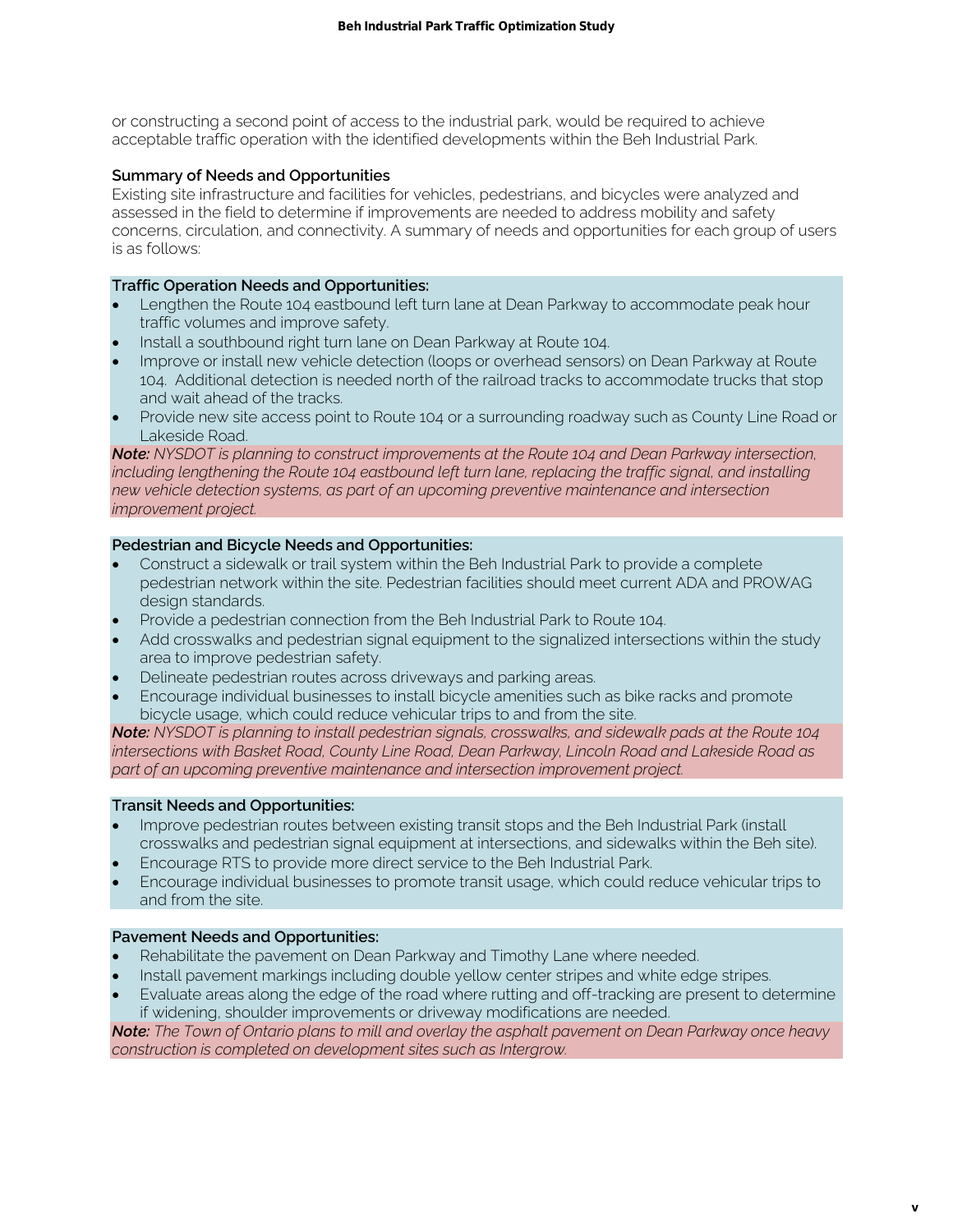or constructing a second point of access to the industrial park, would be required to achieve acceptable traffic operation with the identified developments within the Beh Industrial Park.

### Summary of Needs and Opportunities

Existing site infrastructure and facilities for vehicles, pedestrians, and bicycles were analyzed and assessed in the field to determine if improvements are needed to address mobility and safety concerns, circulation, and connectivity. A summary of needs and opportunities for each group of users is as follows:

**Traffic Operation Needs and Opportunities:**

- Lengthen the Route 104 eastbound left turn lane at Dean Parkway to accommodate peak hour traffic volumes and improve safety.
- Install a southbound right turn lane on Dean Parkway at Route 104.
- Improve or install new vehicle detection (loops or overhead sensors) on Dean Parkway at Route 104. Additional detection is needed north of the railroad tracks to accommodate trucks that stop and wait ahead of the tracks.
- Provide new site access point to Route 104 or a surrounding roadway such as County Line Road or Lakeside Road.

***Note:*** *NYSDOT is planning to construct improvements at the Route 104 and Dean Parkway intersection, including lengthening the Route 104 eastbound left turn lane, replacing the traffic signal, and installing new vehicle detection systems, as part of an upcoming preventive maintenance and intersection improvement project.*

**Pedestrian and Bicycle Needs and Opportunities:**

- Construct a sidewalk or trail system within the Beh Industrial Park to provide a complete pedestrian network within the site. Pedestrian facilities should meet current ADA and PROWAG design standards.
- Provide a pedestrian connection from the Beh Industrial Park to Route 104.
- Add crosswalks and pedestrian signal equipment to the signalized intersections within the study area to improve pedestrian safety.
- Delineate pedestrian routes across driveways and parking areas.
- Encourage individual businesses to install bicycle amenities such as bike racks and promote bicycle usage, which could reduce vehicular trips to and from the site.

***Note:*** *NYSDOT is planning to install pedestrian signals, crosswalks, and sidewalk pads at the Route 104 intersections with Basket Road, County Line Road, Dean Parkway, Lincoln Road and Lakeside Road as part of an upcoming preventive maintenance and intersection improvement project.*

**Transit Needs and Opportunities:**

- Improve pedestrian routes between existing transit stops and the Beh Industrial Park (install crosswalks and pedestrian signal equipment at intersections, and sidewalks within the Beh site).
- Encourage RTS to provide more direct service to the Beh Industrial Park.
- Encourage individual businesses to promote transit usage, which could reduce vehicular trips to and from the site.

**Pavement Needs and Opportunities:**

- Rehabilitate the pavement on Dean Parkway and Timothy Lane where needed.
- Install pavement markings including double yellow center stripes and white edge stripes.
- Evaluate areas along the edge of the road where rutting and off-tracking are present to determine if widening, shoulder improvements or driveway modifications are needed.

***Note:*** *The Town of Ontario plans to mill and overlay the asphalt pavement on Dean Parkway once heavy construction is completed on development sites such as Intergrow.*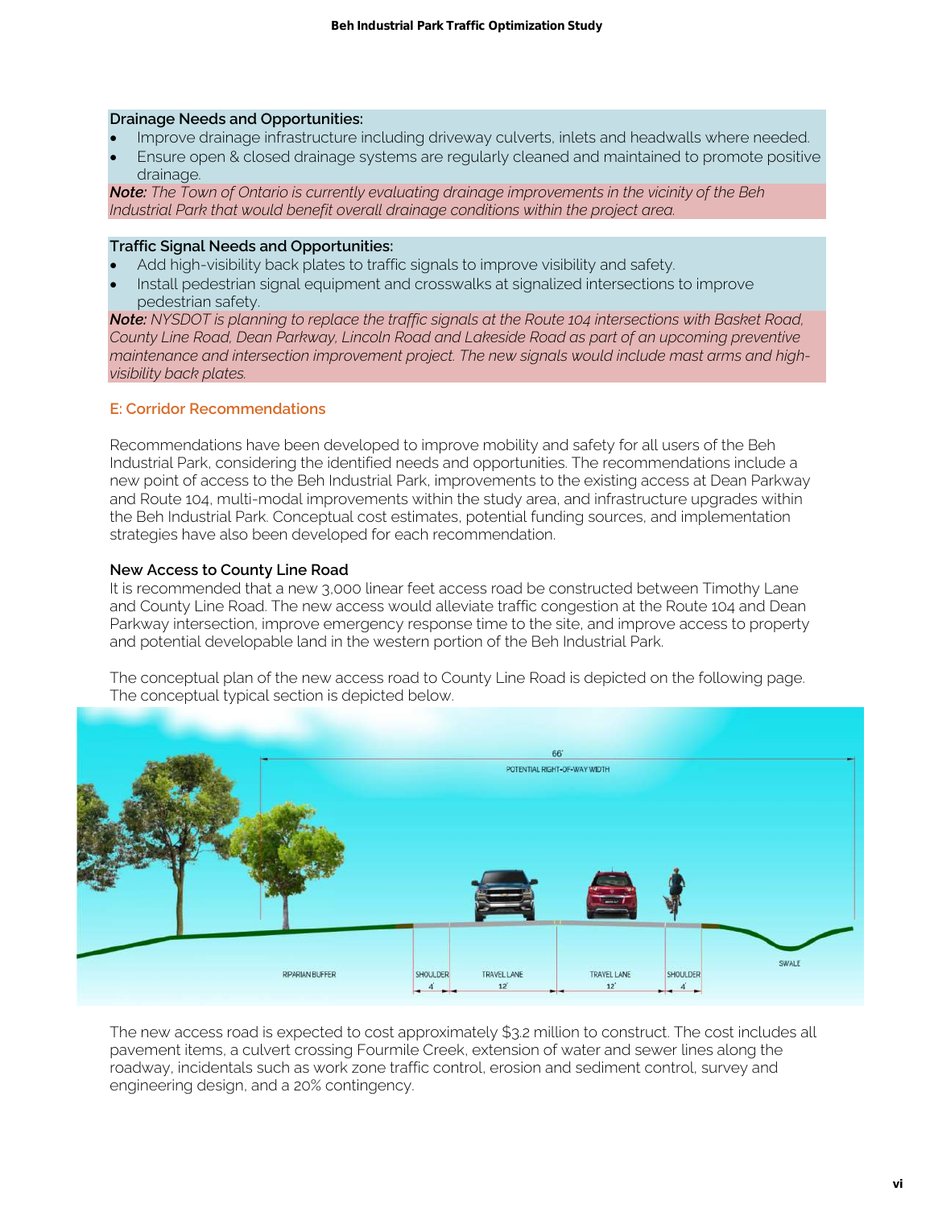**Drainage Needs and Opportunities:**

- Improve drainage infrastructure including driveway culverts, inlets and headwalls where needed.
- Ensure open & closed drainage systems are regularly cleaned and maintained to promote positive drainage.

***Note:*** *The Town of Ontario is currently evaluating drainage improvements in the vicinity of the Beh Industrial Park that would benefit overall drainage conditions within the project area.*

**Traffic Signal Needs and Opportunities:**

- Add high-visibility back plates to traffic signals to improve visibility and safety.
- Install pedestrian signal equipment and crosswalks at signalized intersections to improve pedestrian safety.

***Note:*** *NYSDOT is planning to replace the traffic signals at the Route 104 intersections with Basket Road, County Line Road, Dean Parkway, Lincoln Road and Lakeside Road as part of an upcoming preventive maintenance and intersection improvement project. The new signals would include mast arms and high-visibility back plates.*

## E: Corridor Recommendations

Recommendations have been developed to improve mobility and safety for all users of the Beh Industrial Park, considering the identified needs and opportunities. The recommendations include a new point of access to the Beh Industrial Park, improvements to the existing access at Dean Parkway and Route 104, multi-modal improvements within the study area, and infrastructure upgrades within the Beh Industrial Park. Conceptual cost estimates, potential funding sources, and implementation strategies have also been developed for each recommendation.

### New Access to County Line Road

It is recommended that a new 3,000 linear feet access road be constructed between Timothy Lane and County Line Road. The new access would alleviate traffic congestion at the Route 104 and Dean Parkway intersection, improve emergency response time to the site, and improve access to property and potential developable land in the western portion of the Beh Industrial Park.

The conceptual plan of the new access road to County Line Road is depicted on the following page. The conceptual typical section is depicted below.

66' POTENTIAL RIGHT-OF-WAY WIDTH

RIPARIAN BUFFER | SHOULDER 4' | TRAVEL LANE 12' | TRAVEL LANE 12' | SHOULDER 4' | SWALE

The new access road is expected to cost approximately $3.2 million to construct. The cost includes all pavement items, a culvert crossing Fourmile Creek, extension of water and sewer lines along the roadway, incidentals such as work zone traffic control, erosion and sediment control, survey and engineering design, and a 20% contingency.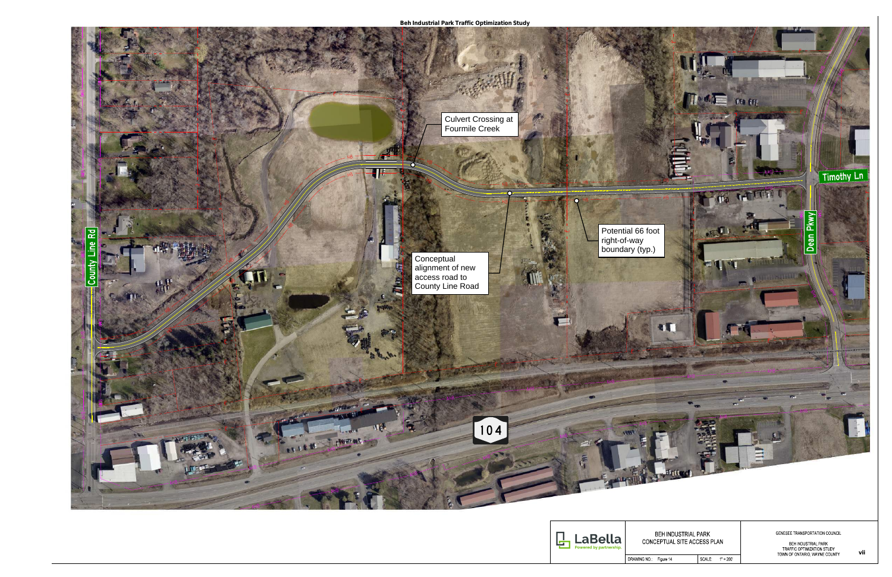# Beh Industrial Park Traffic Optimization Study

Culvert Crossing at Fourmile Creek

Conceptual alignment of new access road to County Line Road

Potential 66 foot right-of-way boundary (typ.)

County Line Rd

Timothy Ln

Dean Pkwy

104

LaBella Powered by partnership.

BEH INDUSTRIAL PARK
CONCEPTUAL SITE ACCESS PLAN

DRAWING NO.: Figure 14 | SCALE: 1" = 200'

GENESEE TRANSPORTATION COUNCIL

BEH INDUSTRIAL PARK
TRAFFIC OPTIMIZATION STUDY
TOWN OF ONTARIO, WAYNE COUNTY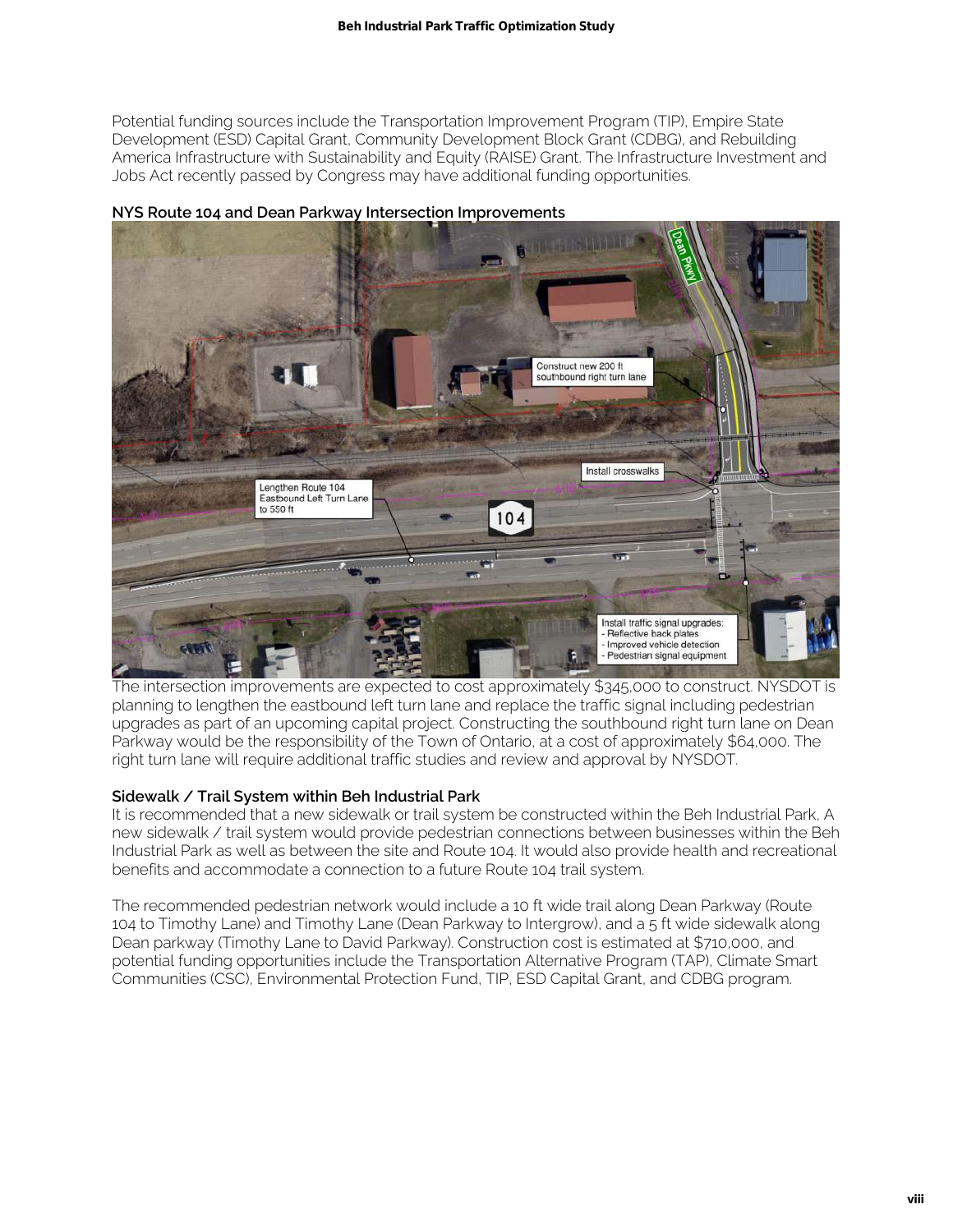Potential funding sources include the Transportation Improvement Program (TIP), Empire State Development (ESD) Capital Grant, Community Development Block Grant (CDBG), and Rebuilding America Infrastructure with Sustainability and Equity (RAISE) Grant. The Infrastructure Investment and Jobs Act recently passed by Congress may have additional funding opportunities.

**NYS Route 104 and Dean Parkway Intersection Improvements**

The intersection improvements are expected to cost approximately $345,000 to construct. NYSDOT is planning to lengthen the eastbound left turn lane and replace the traffic signal including pedestrian upgrades as part of an upcoming capital project. Constructing the southbound right turn lane on Dean Parkway would be the responsibility of the Town of Ontario, at a cost of approximately $64,000. The right turn lane will require additional traffic studies and review and approval by NYSDOT.

**Sidewalk / Trail System within Beh Industrial Park**

It is recommended that a new sidewalk or trail system be constructed within the Beh Industrial Park, A new sidewalk / trail system would provide pedestrian connections between businesses within the Beh Industrial Park as well as between the site and Route 104. It would also provide health and recreational benefits and accommodate a connection to a future Route 104 trail system.

The recommended pedestrian network would include a 10 ft wide trail along Dean Parkway (Route 104 to Timothy Lane) and Timothy Lane (Dean Parkway to Intergrow), and a 5 ft wide sidewalk along Dean parkway (Timothy Lane to David Parkway). Construction cost is estimated at $710,000, and potential funding opportunities include the Transportation Alternative Program (TAP), Climate Smart Communities (CSC), Environmental Protection Fund, TIP, ESD Capital Grant, and CDBG program.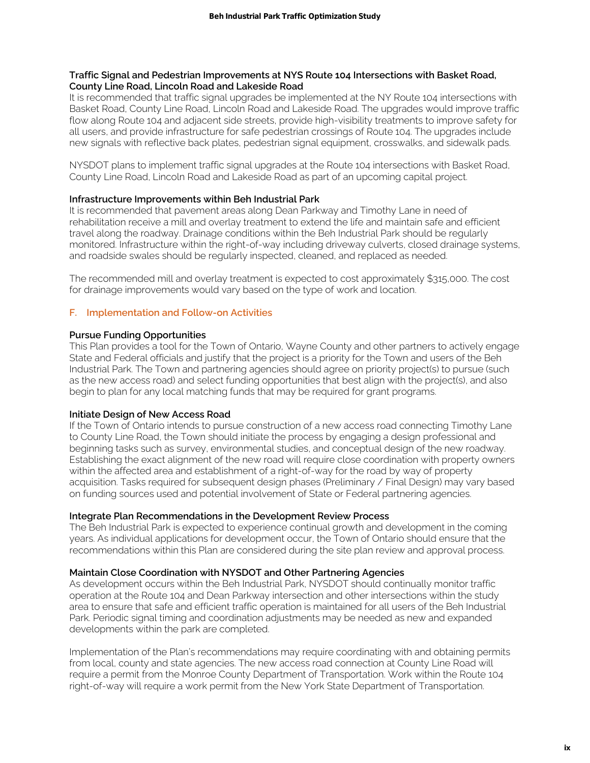**Traffic Signal and Pedestrian Improvements at NYS Route 104 Intersections with Basket Road, County Line Road, Lincoln Road and Lakeside Road**

It is recommended that traffic signal upgrades be implemented at the NY Route 104 intersections with Basket Road, County Line Road, Lincoln Road and Lakeside Road. The upgrades would improve traffic flow along Route 104 and adjacent side streets, provide high-visibility treatments to improve safety for all users, and provide infrastructure for safe pedestrian crossings of Route 104. The upgrades include new signals with reflective back plates, pedestrian signal equipment, crosswalks, and sidewalk pads.

NYSDOT plans to implement traffic signal upgrades at the Route 104 intersections with Basket Road, County Line Road, Lincoln Road and Lakeside Road as part of an upcoming capital project.

**Infrastructure Improvements within Beh Industrial Park**

It is recommended that pavement areas along Dean Parkway and Timothy Lane in need of rehabilitation receive a mill and overlay treatment to extend the life and maintain safe and efficient travel along the roadway. Drainage conditions within the Beh Industrial Park should be regularly monitored. Infrastructure within the right-of-way including driveway culverts, closed drainage systems, and roadside swales should be regularly inspected, cleaned, and replaced as needed.

The recommended mill and overlay treatment is expected to cost approximately $315,000. The cost for drainage improvements would vary based on the type of work and location.

## F. Implementation and Follow-on Activities

**Pursue Funding Opportunities**

This Plan provides a tool for the Town of Ontario, Wayne County and other partners to actively engage State and Federal officials and justify that the project is a priority for the Town and users of the Beh Industrial Park. The Town and partnering agencies should agree on priority project(s) to pursue (such as the new access road) and select funding opportunities that best align with the project(s), and also begin to plan for any local matching funds that may be required for grant programs.

**Initiate Design of New Access Road**

If the Town of Ontario intends to pursue construction of a new access road connecting Timothy Lane to County Line Road, the Town should initiate the process by engaging a design professional and beginning tasks such as survey, environmental studies, and conceptual design of the new roadway. Establishing the exact alignment of the new road will require close coordination with property owners within the affected area and establishment of a right-of-way for the road by way of property acquisition. Tasks required for subsequent design phases (Preliminary / Final Design) may vary based on funding sources used and potential involvement of State or Federal partnering agencies.

**Integrate Plan Recommendations in the Development Review Process**

The Beh Industrial Park is expected to experience continual growth and development in the coming years. As individual applications for development occur, the Town of Ontario should ensure that the recommendations within this Plan are considered during the site plan review and approval process.

**Maintain Close Coordination with NYSDOT and Other Partnering Agencies**

As development occurs within the Beh Industrial Park, NYSDOT should continually monitor traffic operation at the Route 104 and Dean Parkway intersection and other intersections within the study area to ensure that safe and efficient traffic operation is maintained for all users of the Beh Industrial Park. Periodic signal timing and coordination adjustments may be needed as new and expanded developments within the park are completed.

Implementation of the Plan's recommendations may require coordinating with and obtaining permits from local, county and state agencies. The new access road connection at County Line Road will require a permit from the Monroe County Department of Transportation. Work within the Route 104 right-of-way will require a work permit from the New York State Department of Transportation.